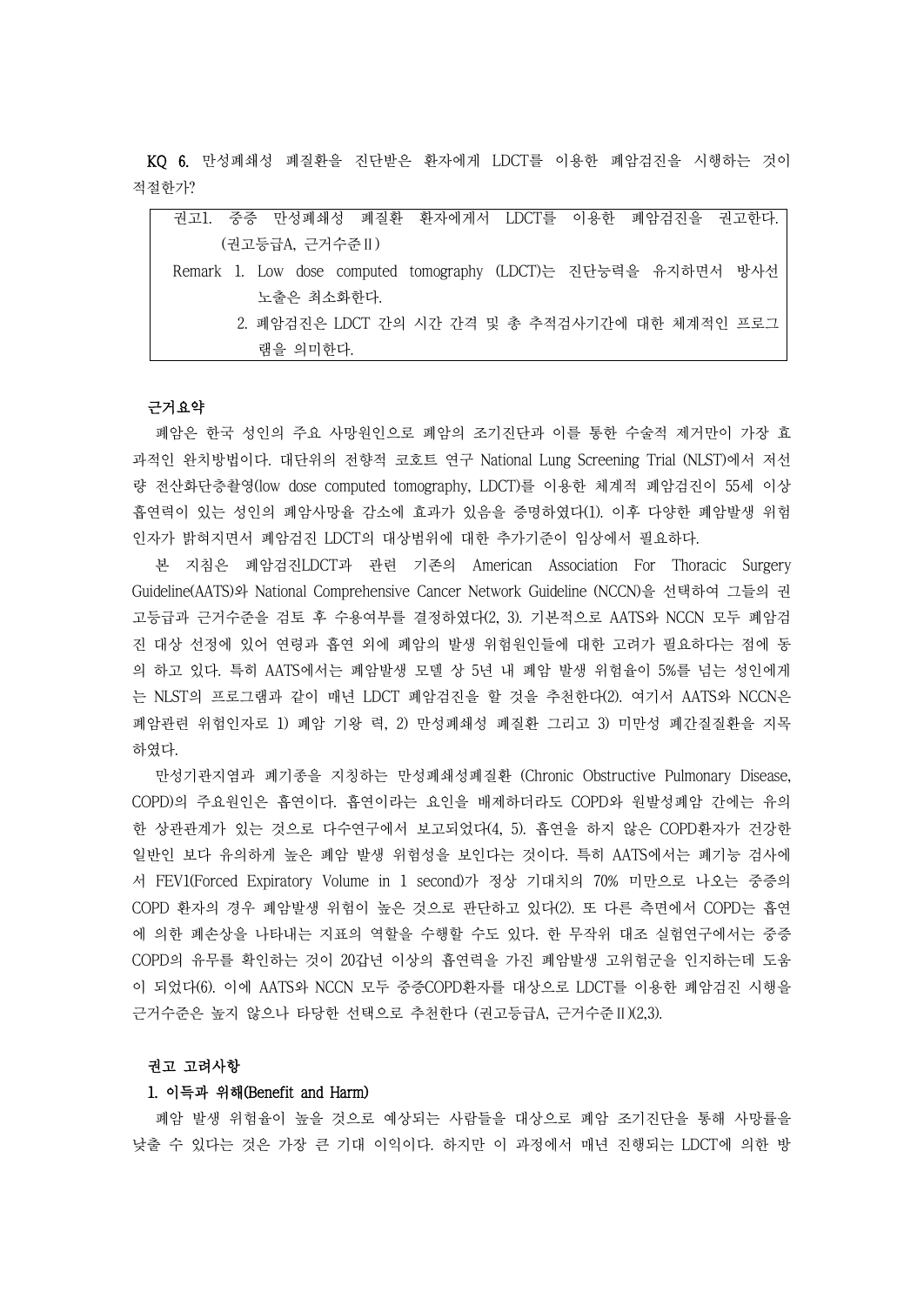**KQ 6.** 만성폐쇄성 폐질환을 진단받은 환자에게 LDCT를 이용한 폐암검진을 시행하는 것이 적절한가?

> 권고1. 중증 만성폐쇄성 폐질환 환자에게서 LDCT를 이용한 폐암검진을 권고한다. (권고등급A, 근거수준Ⅱ)
>
> Remark 1. Low dose computed tomography (LDCT)는 진단능력을 유지하면서 방사선 노출은 최소화한다.
>
> 2. 폐암검진은 LDCT 간의 시간 간격 및 총 추적검사기간에 대한 체계적인 프로그램을 의미한다.

### 근거요약

폐암은 한국 성인의 주요 사망원인으로 폐암의 조기진단과 이를 통한 수술적 제거만이 가장 효과적인 완치방법이다. 대단위의 전향적 코호트 연구 National Lung Screening Trial (NLST)에서 저선량 전산화단층촬영(low dose computed tomography, LDCT)를 이용한 체계적 폐암검진이 55세 이상 흡연력이 있는 성인의 폐암사망율 감소에 효과가 있음을 증명하였다(1). 이후 다양한 폐암발생 위험인자가 밝혀지면서 폐암검진 LDCT의 대상범위에 대한 추가기준이 임상에서 필요하다.

본 지침은 폐암검진LDCT과 관련 기존의 American Association For Thoracic Surgery Guideline(AATS)와 National Comprehensive Cancer Network Guideline (NCCN)을 선택하여 그들의 권고등급과 근거수준을 검토 후 수용여부를 결정하였다(2, 3). 기본적으로 AATS와 NCCN 모두 폐암검진 대상 선정에 있어 연령과 흡연 외에 폐암의 발생 위험원인들에 대한 고려가 필요하다는 점에 동의 하고 있다. 특히 AATS에서는 폐암발생 모델 상 5년 내 폐암 발생 위험율이 5%를 넘는 성인에게는 NLST의 프로그램과 같이 매년 LDCT 폐암검진을 할 것을 추천한다(2). 여기서 AATS와 NCCN은 폐암관련 위험인자로 1) 폐암 기왕 력, 2) 만성폐쇄성 폐질환 그리고 3) 미만성 폐간질질환을 지목하였다.

만성기관지염과 폐기종을 지칭하는 만성폐쇄성폐질환 (Chronic Obstructive Pulmonary Disease, COPD)의 주요원인은 흡연이다. 흡연이라는 요인을 배제하더라도 COPD와 원발성폐암 간에는 유의한 상관관계가 있는 것으로 다수연구에서 보고되었다(4, 5). 흡연을 하지 않은 COPD환자가 건강한 일반인 보다 유의하게 높은 폐암 발생 위험성을 보인다는 것이다. 특히 AATS에서는 폐기능 검사에서 FEV1(Forced Expiratory Volume in 1 second)가 정상 기대치의 70% 미만으로 나오는 중증의 COPD 환자의 경우 폐암발생 위험이 높은 것으로 판단하고 있다(2). 또 다른 측면에서 COPD는 흡연에 의한 폐손상을 나타내는 지표의 역할을 수행할 수도 있다. 한 무작위 대조 실험연구에서는 중증 COPD의 유무를 확인하는 것이 20갑년 이상의 흡연력을 가진 폐암발생 고위험군을 인지하는데 도움이 되었다(6). 이에 AATS와 NCCN 모두 중증COPD환자를 대상으로 LDCT를 이용한 폐암검진 시행을 근거수준은 높지 않으나 타당한 선택으로 추천한다 (권고등급A, 근거수준Ⅱ)(2,3).

### 권고 고려사항

#### 1. 이득과 위해(Benefit and Harm)

폐암 발생 위험율이 높을 것으로 예상되는 사람들을 대상으로 폐암 조기진단을 통해 사망률을 낮출 수 있다는 것은 가장 큰 기대 이익이다. 하지만 이 과정에서 매년 진행되는 LDCT에 의한 방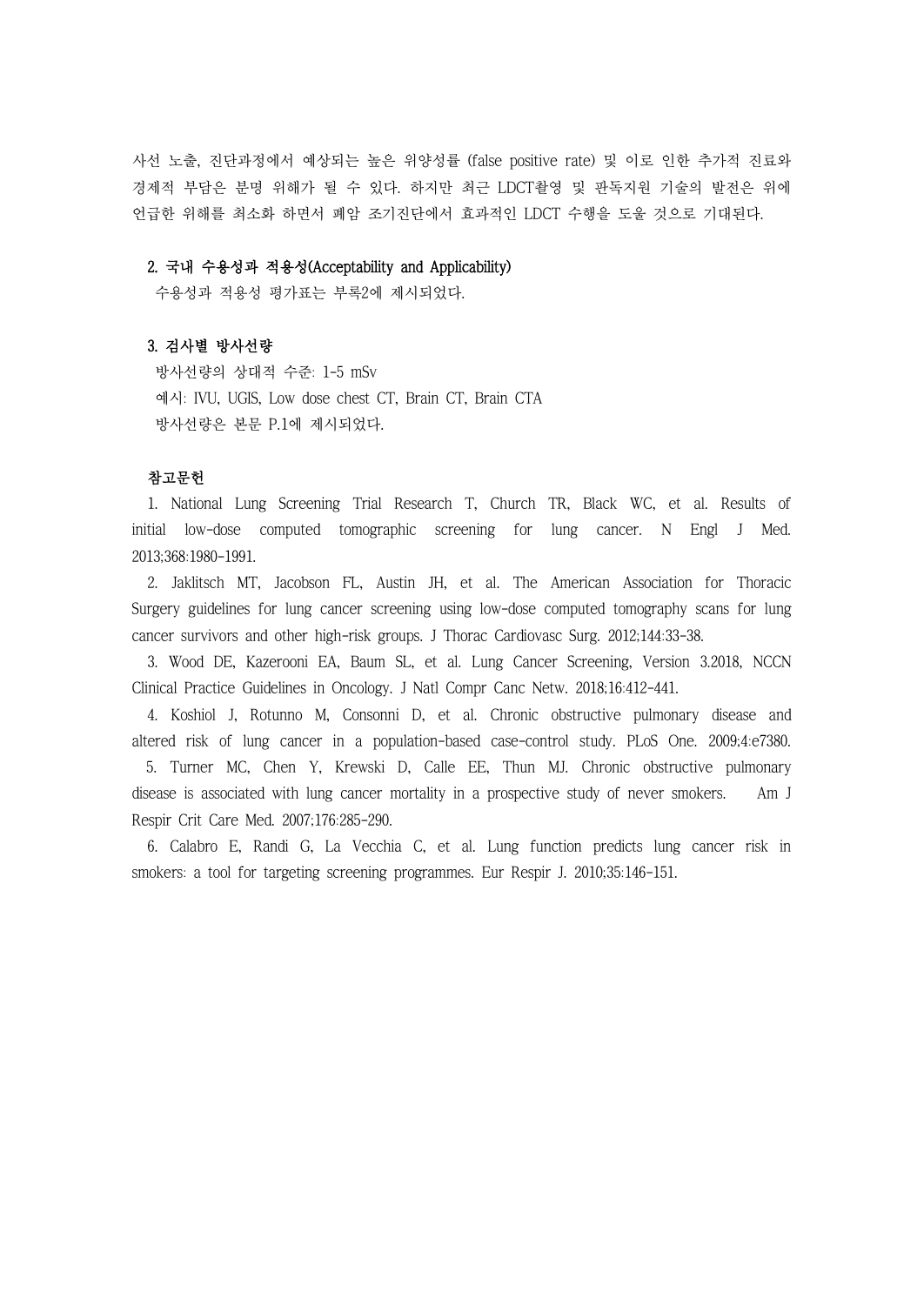사선 노출, 진단과정에서 예상되는 높은 위양성률 (false positive rate) 및 이로 인한 추가적 진료와 경제적 부담은 분명 위해가 될 수 있다. 하지만 최근 LDCT촬영 및 판독지원 기술의 발전은 위에 언급한 위해를 최소화 하면서 폐암 조기진단에서 효과적인 LDCT 수행을 도울 것으로 기대된다.

### 2. 국내 수용성과 적용성(Acceptability and Applicability)

수용성과 적용성 평가표는 부록2에 제시되었다.

### 3. 검사별 방사선량

방사선량의 상대적 수준: 1-5 mSv

예시: IVU, UGIS, Low dose chest CT, Brain CT, Brain CTA

방사선량은 본문 P.1에 제시되었다.

### 참고문헌

1. National Lung Screening Trial Research T, Church TR, Black WC, et al. Results of initial low-dose computed tomographic screening for lung cancer. N Engl J Med. 2013;368:1980-1991.
2. Jaklitsch MT, Jacobson FL, Austin JH, et al. The American Association for Thoracic Surgery guidelines for lung cancer screening using low-dose computed tomography scans for lung cancer survivors and other high-risk groups. J Thorac Cardiovasc Surg. 2012;144:33-38.
3. Wood DE, Kazerooni EA, Baum SL, et al. Lung Cancer Screening, Version 3.2018, NCCN Clinical Practice Guidelines in Oncology. J Natl Compr Canc Netw. 2018;16:412-441.
4. Koshiol J, Rotunno M, Consonni D, et al. Chronic obstructive pulmonary disease and altered risk of lung cancer in a population-based case-control study. PLoS One. 2009;4:e7380.
5. Turner MC, Chen Y, Krewski D, Calle EE, Thun MJ. Chronic obstructive pulmonary disease is associated with lung cancer mortality in a prospective study of never smokers. Am J Respir Crit Care Med. 2007;176:285-290.
6. Calabro E, Randi G, La Vecchia C, et al. Lung function predicts lung cancer risk in smokers: a tool for targeting screening programmes. Eur Respir J. 2010;35:146-151.